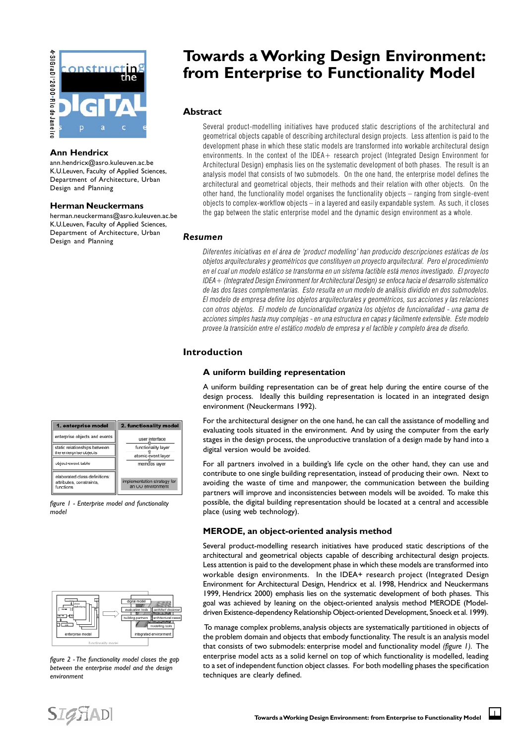# Towards a Working Design Environment: from Enterprise to Functionality Model

**Ann Hendricx**
ann.hendricx@asro.kuleuven.ac.be
K.U.Leuven, Faculty of Applied Sciences, Department of Architecture, Urban Design and Planning

**Herman Neuckermans**
herman.neuckermans@asro.kuleuven.ac.be
K.U.Leuven, Faculty of Applied Sciences, Department of Architecture, Urban Design and Planning

## Abstract

Several product-modelling initiatives have produced static descriptions of the architectural and geometrical objects capable of describing architectural design projects. Less attention is paid to the development phase in which these static models are transformed into workable architectural design environments. In the context of the IDEA+ research project (Integrated Design Environment for Architectural Design) emphasis lies on the systematic development of both phases. The result is an analysis model that consists of two submodels. On the one hand, the enterprise model defines the architectural and geometrical objects, their methods and their relation with other objects. On the other hand, the functionality model organises the functionality objects – ranging from single-event objects to complex-workflow objects – in a layered and easily expandable system. As such, it closes the gap between the static enterprise model and the dynamic design environment as a whole.

## *Resumen*

*Diferentes iniciativas en el área de 'product modelling' han producido descripciones estáticas de los objetos arquitecturales y geométricos que constituyen un proyecto arquitectural. Pero el procedimiento en el cual se modelo estático se transforma en un sistema factible está menos investigado. El proyecto IDEA+ (Integrated Design Environment for Architectural Design) se enfoca hacia el desarrollo sistemático de las dos fases complementarias. Esto resulta en un modelo de análisis dividido en dos submodelos. El modelo de empresa define los objetos arquitecturales y geométricos, sus acciones y las relaciones con otros objetos. El modelo de funcionalidad organiza los objetos de funcionalidad - una gama de acciones simples hasta muy complejas - en una estructura en capas y fácilmente extensible. Este modelo provee la transición entre el estático modelo de empresa y el factible y completo área de diseño.*

## Introduction

### A uniform building representation

A uniform building representation can be of great help during the entire course of the design process. Ideally this building representation is located in an integrated design environment (Neuckermans 1992).

For the architectural designer on the one hand, he can call the assistance of modelling and evaluating tools situated in the environment. And by using the computer from the early stages in the design process, the unproductive translation of a design made by hand into a digital version would be avoided.

For all partners involved in a building's life cycle on the other hand, they can use and contribute to one single building representation, instead of producing their own. Next to avoiding the waste of time and manpower, the communication between the building partners will improve and inconsistencies between models will be avoided. To make this possible, the digital building representation should be located at a central and accessible place (using web technology).

### MERODE, an object-oriented analysis method

Several product-modelling research initiatives have produced static descriptions of the architectural and geometrical objects capable of describing architectural design projects. Less attention is paid to the development phase in which these models are transformed into workable design environments. In the IDEA+ research project (Integrated Design Environment for Architectural Design, Hendricx et al. 1998, Hendricx and Neuckermans 1999, Hendricx 2000) emphasis lies on the systematic development of both phases. This goal was achieved by leaning on the object-oriented analysis method MERODE (Model-driven Existence-dependency Relationship Object-oriented Development, Snoeck et al. 1999).

To manage complex problems, analysis objects are systematically partitioned in objects of the problem domain and objects that embody functionality. The result is an analysis model that consists of two submodels: enterprise model and functionality model *(figure 1)*. The enterprise model acts as a solid kernel on top of which functionality is modelled, leading to a set of independent function object classes. For both modelling phases the specification techniques are clearly defined.

| 1. enterprise model | 2. functionality model |
|---|---|
| enterprise objects and events | user interface |
| static relationships between the enterprise objects | functionality layer |
| object-event table | atomic event layer |
| elaborated class definitions: attributes, constraints, functions | methods layer |
| | implementation strategy for an OO environment |

*figure 1 - Enterprise model and functionality model*

*figure 2 - The functionality model closes the gap between the enterprise model and the design environment*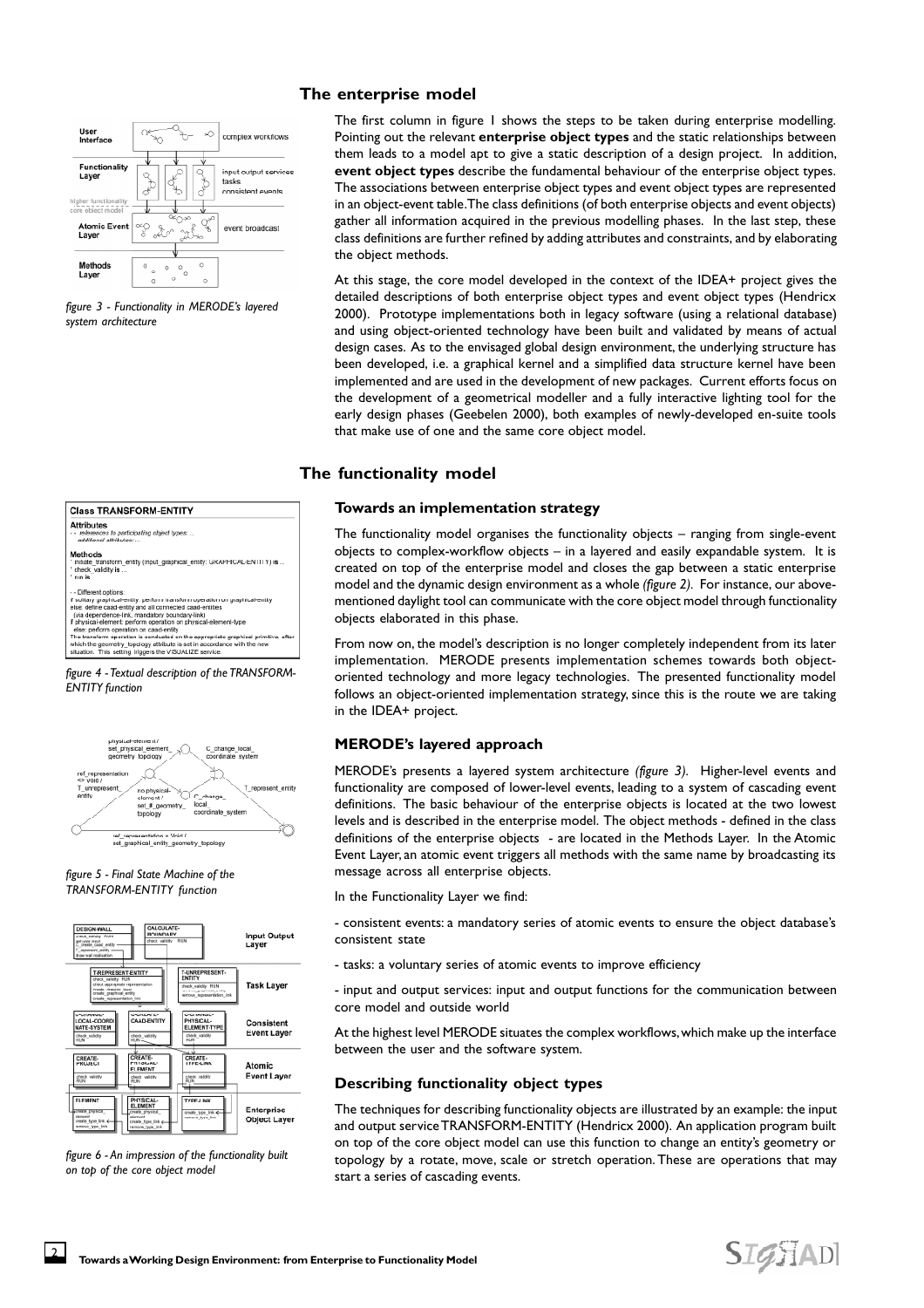## The enterprise model

The first column in figure 1 shows the steps to be taken during enterprise modelling. Pointing out the relevant **enterprise object types** and the static relationships between them leads to a model apt to give a static description of a design project. In addition, **event object types** describe the fundamental behaviour of the enterprise object types. The associations between enterprise object types and event object types are represented in an object-event table. The class definitions (of both enterprise objects and event objects) gather all information acquired in the previous modelling phases. In the last step, these class definitions are further refined by adding attributes and constraints, and by elaborating the object methods.

At this stage, the core model developed in the context of the IDEA+ project gives the detailed descriptions of both enterprise object types and event object types (Hendricx 2000). Prototype implementations both in legacy software (using a relational database) and using object-oriented technology have been built and validated by means of actual design cases. As to the envisaged global design environment, the underlying structure has been developed, i.e. a graphical kernel and a simplified data structure kernel have been implemented and are used in the development of new packages. Current efforts focus on the development of a geometrical modeller and a fully interactive lighting tool for the early design phases (Geebelen 2000), both examples of newly-developed en-suite tools that make use of one and the same core object model.

*figure 3 - Functionality in MERODE's layered system architecture*

## The functionality model

### Towards an implementation strategy

The functionality model organises the functionality objects – ranging from single-event objects to complex-workflow objects – in a layered and easily expandable system. It is created on top of the enterprise model and closes the gap between a static enterprise model and the dynamic design environment as a whole *(figure 2)*. For instance, our above-mentioned daylight tool can communicate with the core object model through functionality objects elaborated in this phase.

From now on, the model's description is no longer completely independent from its later implementation. MERODE presents implementation schemes towards both object-oriented technology and more legacy technologies. The presented functionality model follows an object-oriented implementation strategy, since this is the route we are taking in the IDEA+ project.

### MERODE's layered approach

MERODE's presents a layered system architecture *(figure 3)*. Higher-level events and functionality are composed of lower-level events, leading to a system of cascading event definitions. The basic behaviour of the enterprise objects is located at the two lowest levels and is described in the enterprise model. The object methods - defined in the class definitions of the enterprise objects - are located in the Methods Layer. In the Atomic Event Layer, an atomic event triggers all methods with the same name by broadcasting its message across all enterprise objects.

In the Functionality Layer we find:

- consistent events: a mandatory series of atomic events to ensure the object database's consistent state

- tasks: a voluntary series of atomic events to improve efficiency

- input and output services: input and output functions for the communication between core model and outside world

At the highest level MERODE situates the complex workflows, which make up the interface between the user and the software system.

### Describing functionality object types

The techniques for describing functionality objects are illustrated by an example: the input and output service TRANSFORM-ENTITY (Hendricx 2000). An application program built on top of the core object model can use this function to change an entity's geometry or topology by a rotate, move, scale or stretch operation. These are operations that may start a series of cascading events.

*figure 4 - Textual description of the TRANSFORM-ENTITY function*

*figure 5 - Final State Machine of the TRANSFORM-ENTITY function*

*figure 6 - An impression of the functionality built on top of the core object model*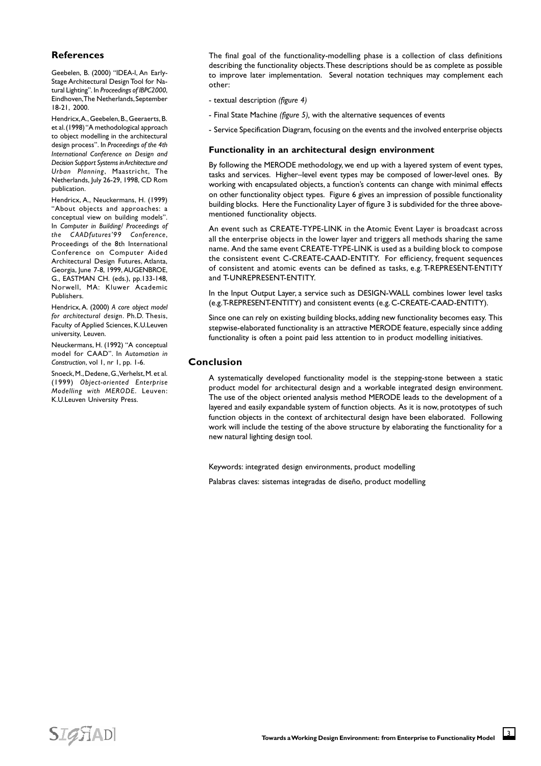## References

Geebelen, B. (2000) "IDEA-l, An Early-Stage Architectural Design Tool for Natural Lighting". In *Proceedings of IBPC2000*, Eindhoven, The Netherlands, September 18-21, 2000.

Hendricx, A., Geebelen, B., Geeraerts, B. et al. (1998) "A methodological approach to object modelling in the architectural design process". In *Proceedings of the 4th International Conference on Design and Decision Support Systems in Architecture and Urban Planning*, Maastricht, The Netherlands, July 26-29, 1998, CD Rom publication.

Hendricx, A., Neuckermans, H. (1999) "About objects and approaches: a conceptual view on building models". In *Computer in Building/ Proceedings of the CAADfutures'99 Conference*, Proceedings of the 8th International Conference on Computer Aided Architectural Design Futures, Atlanta, Georgia, June 7-8, 1999, AUGENBROE, G., EASTMAN CH. (eds.), pp.133-148, Norwell, MA: Kluwer Academic Publishers.

Hendricx, A. (2000) *A core object model for architectural design*. Ph.D. Thesis, Faculty of Applied Sciences, K.U.Leuven university, Leuven.

Neuckermans, H. (1992) "A conceptual model for CAAD". In *Automation in Construction*, vol 1, nr 1, pp. 1-6.

Snoeck, M., Dedene, G., Verhelst, M. et al. (1999) *Object-oriented Enterprise Modelling with MERODE*. Leuven: K.U.Leuven University Press.

The final goal of the functionality-modelling phase is a collection of class definitions describing the functionality objects. These descriptions should be as complete as possible to improve later implementation. Several notation techniques may complement each other:

- textual description *(figure 4)*
- Final State Machine *(figure 5)*, with the alternative sequences of events
- Service Specification Diagram, focusing on the events and the involved enterprise objects

### Functionality in an architectural design environment

By following the MERODE methodology, we end up with a layered system of event types, tasks and services. Higher–level event types may be composed of lower-level ones. By working with encapsulated objects, a function's contents can change with minimal effects on other functionality object types. Figure 6 gives an impression of possible functionality building blocks. Here the Functionality Layer of figure 3 is subdivided for the three above-mentioned functionality objects.

An event such as CREATE-TYPE-LINK in the Atomic Event Layer is broadcast across all the enterprise objects in the lower layer and triggers all methods sharing the same name. And the same event CREATE-TYPE-LINK is used as a building block to compose the consistent event C-CREATE-CAAD-ENTITY. For efficiency, frequent sequences of consistent and atomic events can be defined as tasks, e.g. T-REPRESENT-ENTITY and T-UNREPRESENT-ENTITY.

In the Input Output Layer, a service such as DESIGN-WALL combines lower level tasks (e.g. T-REPRESENT-ENTITY) and consistent events (e.g. C-CREATE-CAAD-ENTITY).

Since one can rely on existing building blocks, adding new functionality becomes easy. This stepwise-elaborated functionality is an attractive MERODE feature, especially since adding functionality is often a point paid less attention to in product modelling initiatives.

## Conclusion

A systematically developed functionality model is the stepping-stone between a static product model for architectural design and a workable integrated design environment. The use of the object oriented analysis method MERODE leads to the development of a layered and easily expandable system of function objects. As it is now, prototypes of such function objects in the context of architectural design have been elaborated. Following work will include the testing of the above structure by elaborating the functionality for a new natural lighting design tool.

Keywords: integrated design environments, product modelling

Palabras claves: sistemas integradas de diseño, product modelling